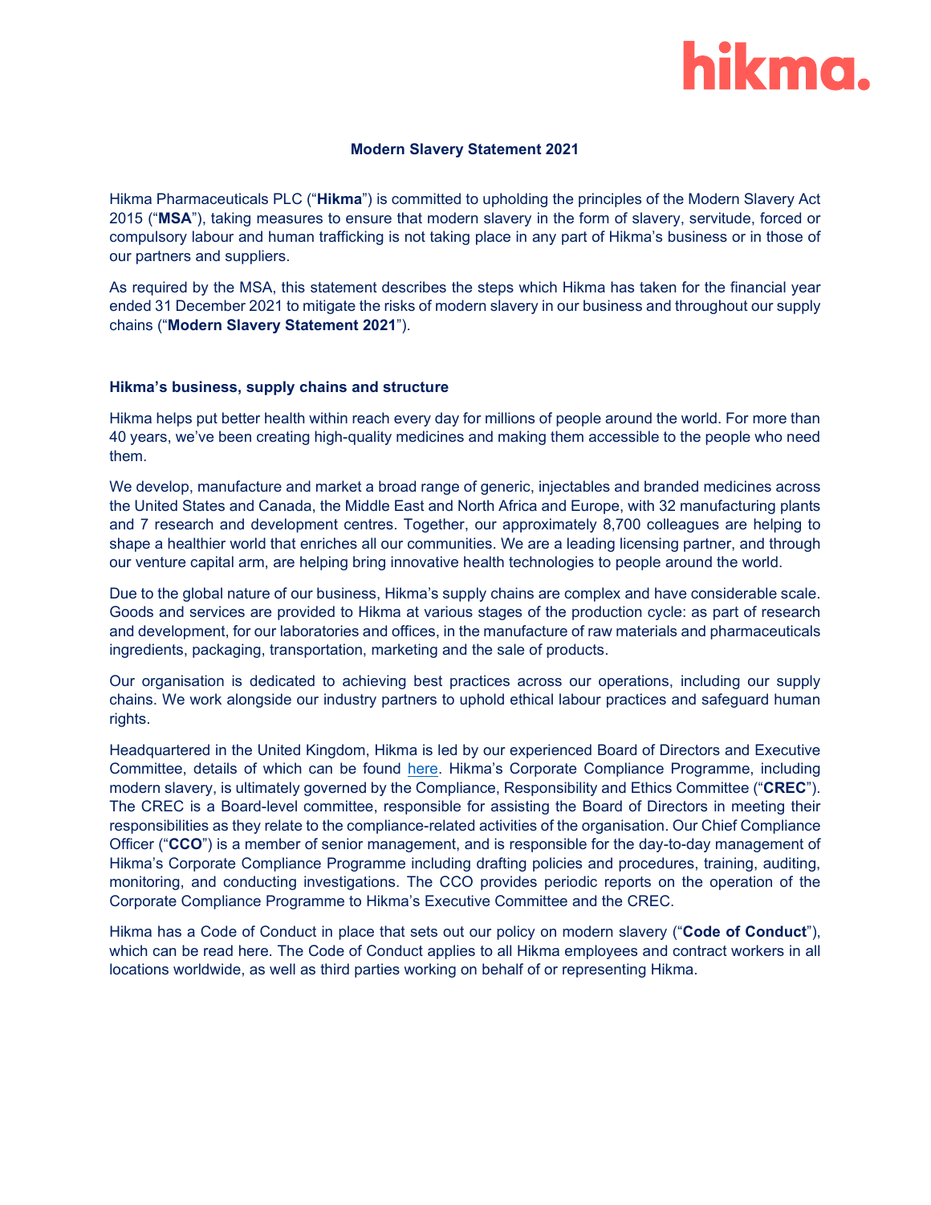hikma.

# Modern Slavery Statement 2021

Hikma Pharmaceuticals PLC ("**Hikma**") is committed to upholding the principles of the Modern Slavery Act 2015 ("**MSA**"), taking measures to ensure that modern slavery in the form of slavery, servitude, forced or compulsory labour and human trafficking is not taking place in any part of Hikma's business or in those of our partners and suppliers.

As required by the MSA, this statement describes the steps which Hikma has taken for the financial year ended 31 December 2021 to mitigate the risks of modern slavery in our business and throughout our supply chains ("**Modern Slavery Statement 2021**").

## Hikma's business, supply chains and structure

Hikma helps put better health within reach every day for millions of people around the world. For more than 40 years, we've been creating high-quality medicines and making them accessible to the people who need them.

We develop, manufacture and market a broad range of generic, injectables and branded medicines across the United States and Canada, the Middle East and North Africa and Europe, with 32 manufacturing plants and 7 research and development centres. Together, our approximately 8,700 colleagues are helping to shape a healthier world that enriches all our communities. We are a leading licensing partner, and through our venture capital arm, are helping bring innovative health technologies to people around the world.

Due to the global nature of our business, Hikma's supply chains are complex and have considerable scale. Goods and services are provided to Hikma at various stages of the production cycle: as part of research and development, for our laboratories and offices, in the manufacture of raw materials and pharmaceuticals ingredients, packaging, transportation, marketing and the sale of products.

Our organisation is dedicated to achieving best practices across our operations, including our supply chains. We work alongside our industry partners to uphold ethical labour practices and safeguard human rights.

Headquartered in the United Kingdom, Hikma is led by our experienced Board of Directors and Executive Committee, details of which can be found here. Hikma's Corporate Compliance Programme, including modern slavery, is ultimately governed by the Compliance, Responsibility and Ethics Committee ("**CREC**"). The CREC is a Board-level committee, responsible for assisting the Board of Directors in meeting their responsibilities as they relate to the compliance-related activities of the organisation. Our Chief Compliance Officer ("**CCO**") is a member of senior management, and is responsible for the day-to-day management of Hikma's Corporate Compliance Programme including drafting policies and procedures, training, auditing, monitoring, and conducting investigations. The CCO provides periodic reports on the operation of the Corporate Compliance Programme to Hikma's Executive Committee and the CREC.

Hikma has a Code of Conduct in place that sets out our policy on modern slavery ("**Code of Conduct**"), which can be read here. The Code of Conduct applies to all Hikma employees and contract workers in all locations worldwide, as well as third parties working on behalf of or representing Hikma.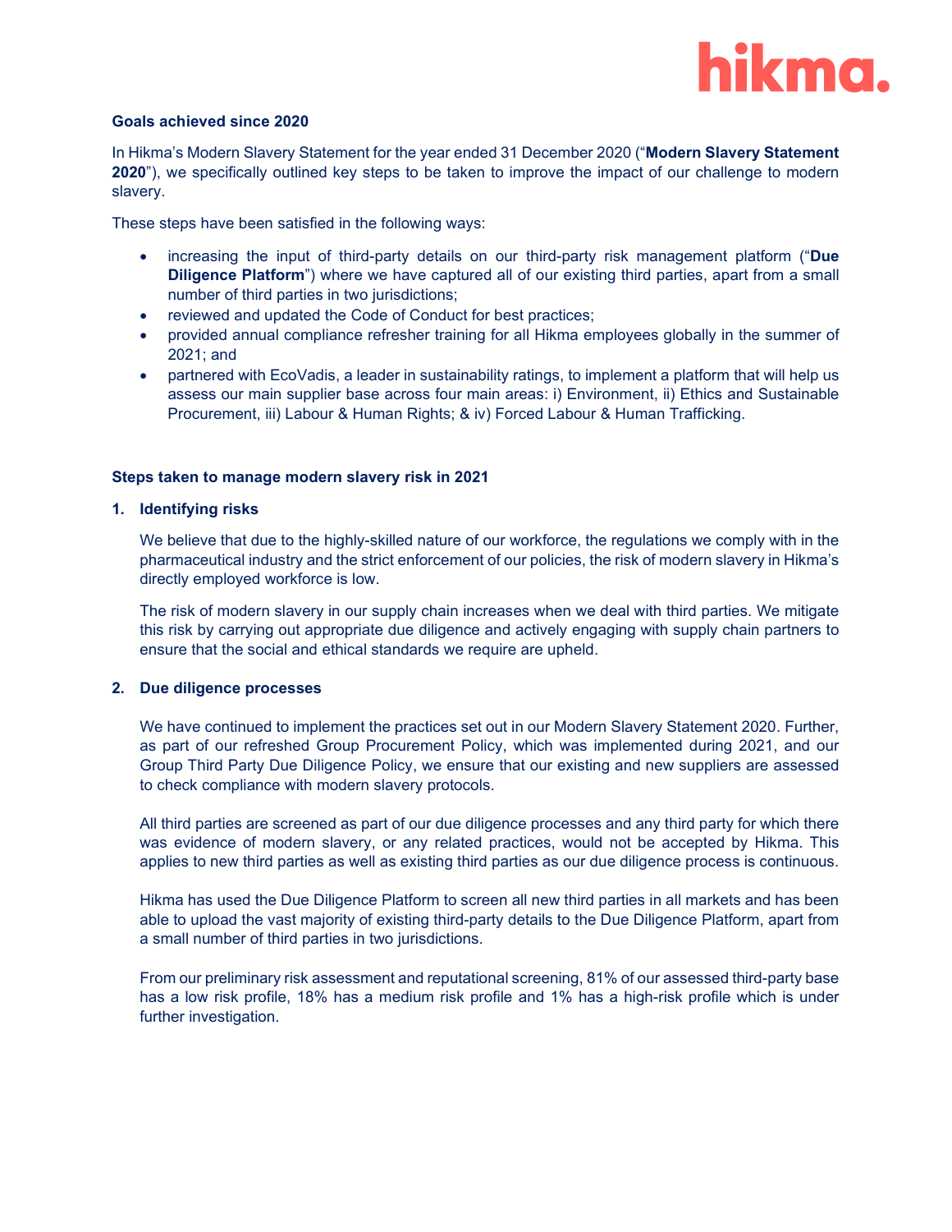### Goals achieved since 2020

In Hikma's Modern Slavery Statement for the year ended 31 December 2020 ("**Modern Slavery Statement 2020**"), we specifically outlined key steps to be taken to improve the impact of our challenge to modern slavery.

These steps have been satisfied in the following ways:

- increasing the input of third-party details on our third-party risk management platform ("**Due Diligence Platform**") where we have captured all of our existing third parties, apart from a small number of third parties in two jurisdictions;
- reviewed and updated the Code of Conduct for best practices;
- provided annual compliance refresher training for all Hikma employees globally in the summer of 2021; and
- partnered with EcoVadis, a leader in sustainability ratings, to implement a platform that will help us assess our main supplier base across four main areas: i) Environment, ii) Ethics and Sustainable Procurement, iii) Labour & Human Rights; & iv) Forced Labour & Human Trafficking.

### Steps taken to manage modern slavery risk in 2021

#### 1. Identifying risks

We believe that due to the highly-skilled nature of our workforce, the regulations we comply with in the pharmaceutical industry and the strict enforcement of our policies, the risk of modern slavery in Hikma's directly employed workforce is low.

The risk of modern slavery in our supply chain increases when we deal with third parties. We mitigate this risk by carrying out appropriate due diligence and actively engaging with supply chain partners to ensure that the social and ethical standards we require are upheld.

#### 2. Due diligence processes

We have continued to implement the practices set out in our Modern Slavery Statement 2020. Further, as part of our refreshed Group Procurement Policy, which was implemented during 2021, and our Group Third Party Due Diligence Policy, we ensure that our existing and new suppliers are assessed to check compliance with modern slavery protocols.

All third parties are screened as part of our due diligence processes and any third party for which there was evidence of modern slavery, or any related practices, would not be accepted by Hikma. This applies to new third parties as well as existing third parties as our due diligence process is continuous.

Hikma has used the Due Diligence Platform to screen all new third parties in all markets and has been able to upload the vast majority of existing third-party details to the Due Diligence Platform, apart from a small number of third parties in two jurisdictions.

From our preliminary risk assessment and reputational screening, 81% of our assessed third-party base has a low risk profile, 18% has a medium risk profile and 1% has a high-risk profile which is under further investigation.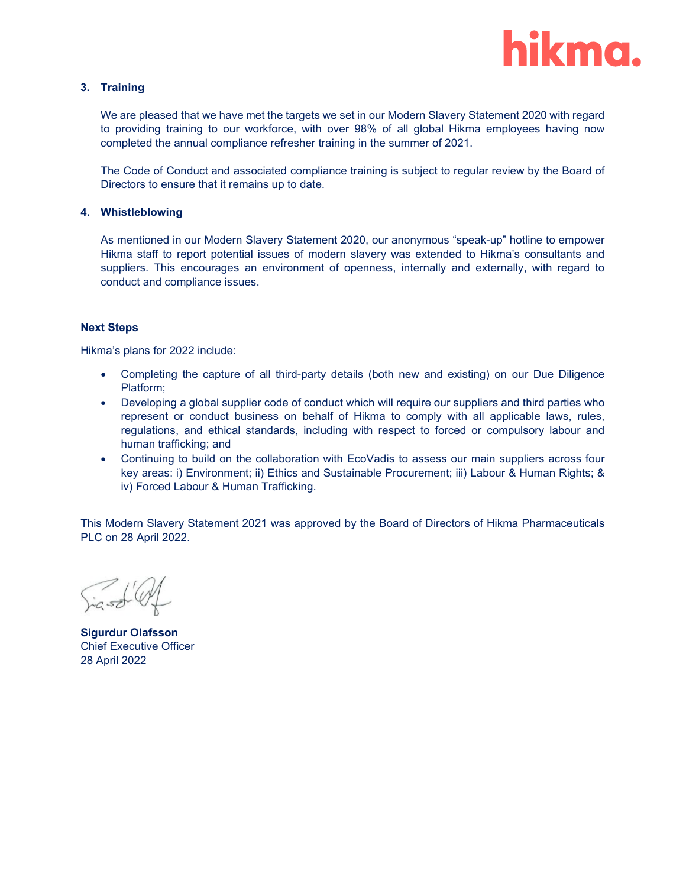### 3. Training

We are pleased that we have met the targets we set in our Modern Slavery Statement 2020 with regard to providing training to our workforce, with over 98% of all global Hikma employees having now completed the annual compliance refresher training in the summer of 2021.

The Code of Conduct and associated compliance training is subject to regular review by the Board of Directors to ensure that it remains up to date.

### 4. Whistleblowing

As mentioned in our Modern Slavery Statement 2020, our anonymous "speak-up" hotline to empower Hikma staff to report potential issues of modern slavery was extended to Hikma's consultants and suppliers. This encourages an environment of openness, internally and externally, with regard to conduct and compliance issues.

## Next Steps

Hikma's plans for 2022 include:

- Completing the capture of all third-party details (both new and existing) on our Due Diligence Platform;
- Developing a global supplier code of conduct which will require our suppliers and third parties who represent or conduct business on behalf of Hikma to comply with all applicable laws, rules, regulations, and ethical standards, including with respect to forced or compulsory labour and human trafficking; and
- Continuing to build on the collaboration with EcoVadis to assess our main suppliers across four key areas: i) Environment; ii) Ethics and Sustainable Procurement; iii) Labour & Human Rights; & iv) Forced Labour & Human Trafficking.

This Modern Slavery Statement 2021 was approved by the Board of Directors of Hikma Pharmaceuticals PLC on 28 April 2022.

**Sigurdur Olafsson**
Chief Executive Officer
28 April 2022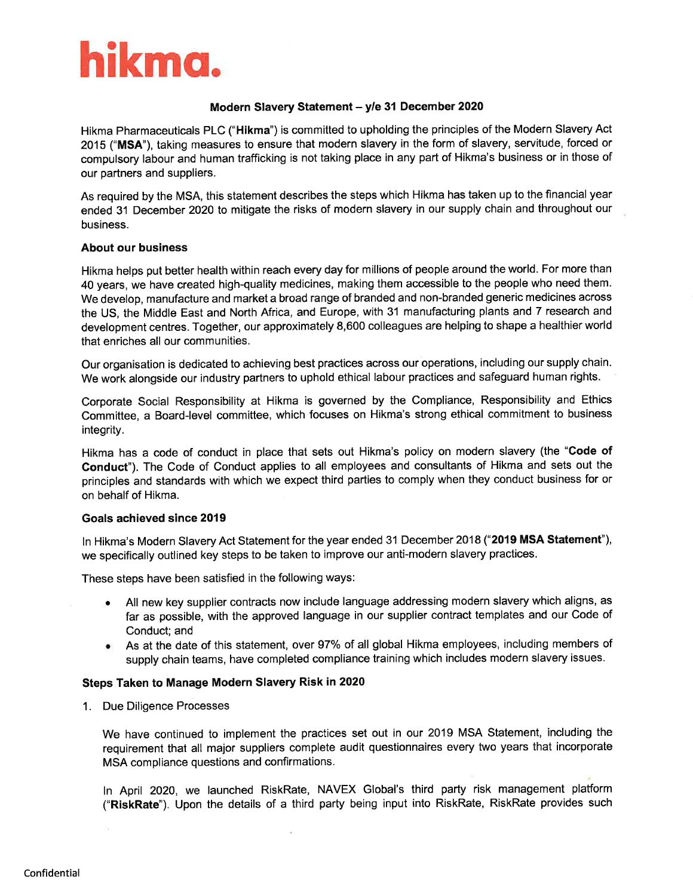**hikma.**

## Modern Slavery Statement – y/e 31 December 2020

Hikma Pharmaceuticals PLC ("**Hikma**") is committed to upholding the principles of the Modern Slavery Act 2015 ("**MSA**"), taking measures to ensure that modern slavery in the form of slavery, servitude, forced or compulsory labour and human trafficking is not taking place in any part of Hikma's business or in those of our partners and suppliers.

As required by the MSA, this statement describes the steps which Hikma has taken up to the financial year ended 31 December 2020 to mitigate the risks of modern slavery in our supply chain and throughout our business.

### About our business

Hikma helps put better health within reach every day for millions of people around the world. For more than 40 years, we have created high-quality medicines, making them accessible to the people who need them. We develop, manufacture and market a broad range of branded and non-branded generic medicines across the US, the Middle East and North Africa, and Europe, with 31 manufacturing plants and 7 research and development centres. Together, our approximately 8,600 colleagues are helping to shape a healthier world that enriches all our communities.

Our organisation is dedicated to achieving best practices across our operations, including our supply chain. We work alongside our industry partners to uphold ethical labour practices and safeguard human rights.

Corporate Social Responsibility at Hikma is governed by the Compliance, Responsibility and Ethics Committee, a Board-level committee, which focuses on Hikma's strong ethical commitment to business integrity.

Hikma has a code of conduct in place that sets out Hikma's policy on modern slavery (the "**Code of Conduct**"). The Code of Conduct applies to all employees and consultants of Hikma and sets out the principles and standards with which we expect third parties to comply when they conduct business for or on behalf of Hikma.

### Goals achieved since 2019

In Hikma's Modern Slavery Act Statement for the year ended 31 December 2018 ("**2019 MSA Statement**"), we specifically outlined key steps to be taken to improve our anti-modern slavery practices.

These steps have been satisfied in the following ways:

- All new key supplier contracts now include language addressing modern slavery which aligns, as far as possible, with the approved language in our supplier contract templates and our Code of Conduct; and
- As at the date of this statement, over 97% of all global Hikma employees, including members of supply chain teams, have completed compliance training which includes modern slavery issues.

### Steps Taken to Manage Modern Slavery Risk in 2020

1. Due Diligence Processes

   We have continued to implement the practices set out in our 2019 MSA Statement, including the requirement that all major suppliers complete audit questionnaires every two years that incorporate MSA compliance questions and confirmations.

   In April 2020, we launched RiskRate, NAVEX Global's third party risk management platform ("**RiskRate**"). Upon the details of a third party being input into RiskRate, RiskRate provides such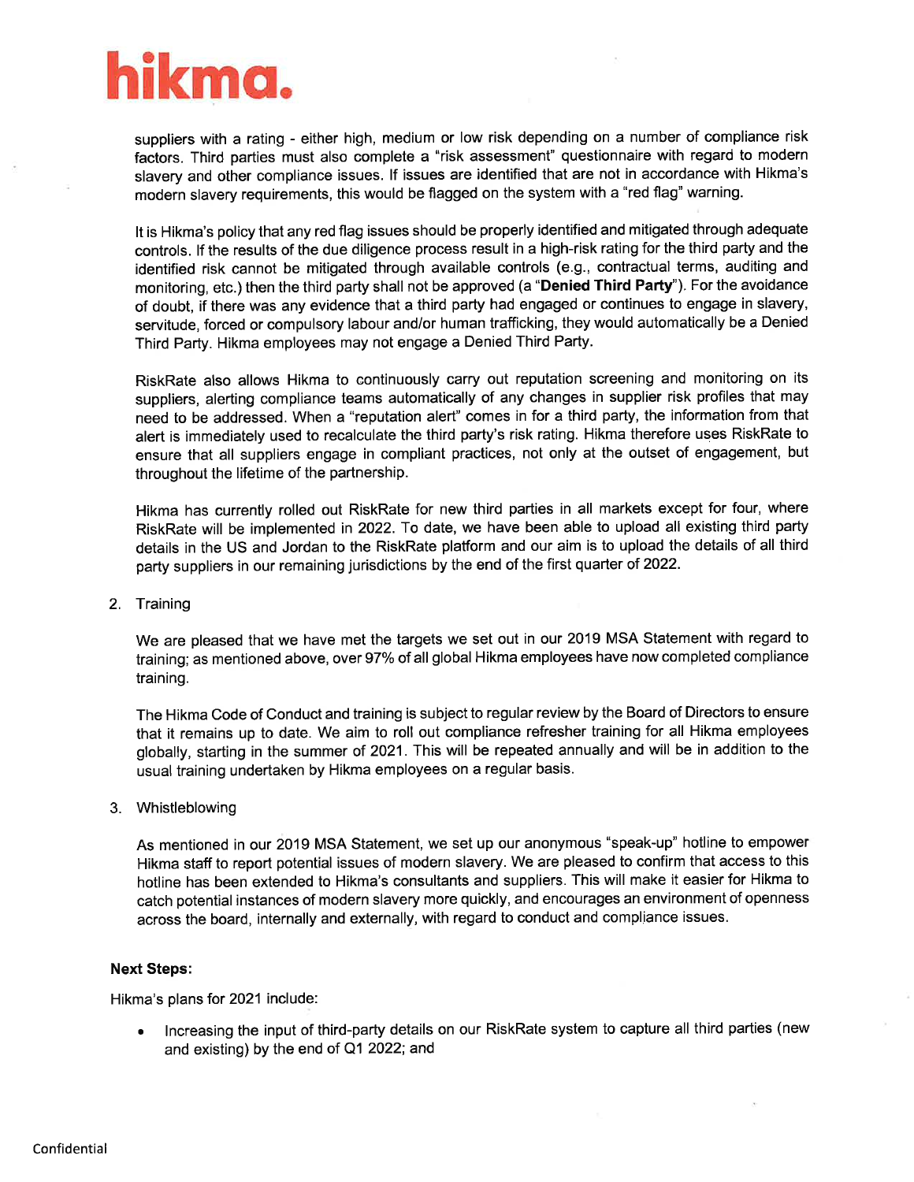suppliers with a rating - either high, medium or low risk depending on a number of compliance risk factors. Third parties must also complete a "risk assessment" questionnaire with regard to modern slavery and other compliance issues. If issues are identified that are not in accordance with Hikma's modern slavery requirements, this would be flagged on the system with a "red flag" warning.

It is Hikma's policy that any red flag issues should be properly identified and mitigated through adequate controls. If the results of the due diligence process result in a high-risk rating for the third party and the identified risk cannot be mitigated through available controls (e.g., contractual terms, auditing and monitoring, etc.) then the third party shall not be approved (a "**Denied Third Party**"). For the avoidance of doubt, if there was any evidence that a third party had engaged or continues to engage in slavery, servitude, forced or compulsory labour and/or human trafficking, they would automatically be a Denied Third Party. Hikma employees may not engage a Denied Third Party.

RiskRate also allows Hikma to continuously carry out reputation screening and monitoring on its suppliers, alerting compliance teams automatically of any changes in supplier risk profiles that may need to be addressed. When a "reputation alert" comes in for a third party, the information from that alert is immediately used to recalculate the third party's risk rating. Hikma therefore uses RiskRate to ensure that all suppliers engage in compliant practices, not only at the outset of engagement, but throughout the lifetime of the partnership.

Hikma has currently rolled out RiskRate for new third parties in all markets except for four, where RiskRate will be implemented in 2022. To date, we have been able to upload all existing third party details in the US and Jordan to the RiskRate platform and our aim is to upload the details of all third party suppliers in our remaining jurisdictions by the end of the first quarter of 2022.

2. Training

   We are pleased that we have met the targets we set out in our 2019 MSA Statement with regard to training; as mentioned above, over 97% of all global Hikma employees have now completed compliance training.

   The Hikma Code of Conduct and training is subject to regular review by the Board of Directors to ensure that it remains up to date. We aim to roll out compliance refresher training for all Hikma employees globally, starting in the summer of 2021. This will be repeated annually and will be in addition to the usual training undertaken by Hikma employees on a regular basis.

3. Whistleblowing

   As mentioned in our 2019 MSA Statement, we set up our anonymous "speak-up" hotline to empower Hikma staff to report potential issues of modern slavery. We are pleased to confirm that access to this hotline has been extended to Hikma's consultants and suppliers. This will make it easier for Hikma to catch potential instances of modern slavery more quickly, and encourages an environment of openness across the board, internally and externally, with regard to conduct and compliance issues.

**Next Steps:**

Hikma's plans for 2021 include:

- Increasing the input of third-party details on our RiskRate system to capture all third parties (new and existing) by the end of Q1 2022; and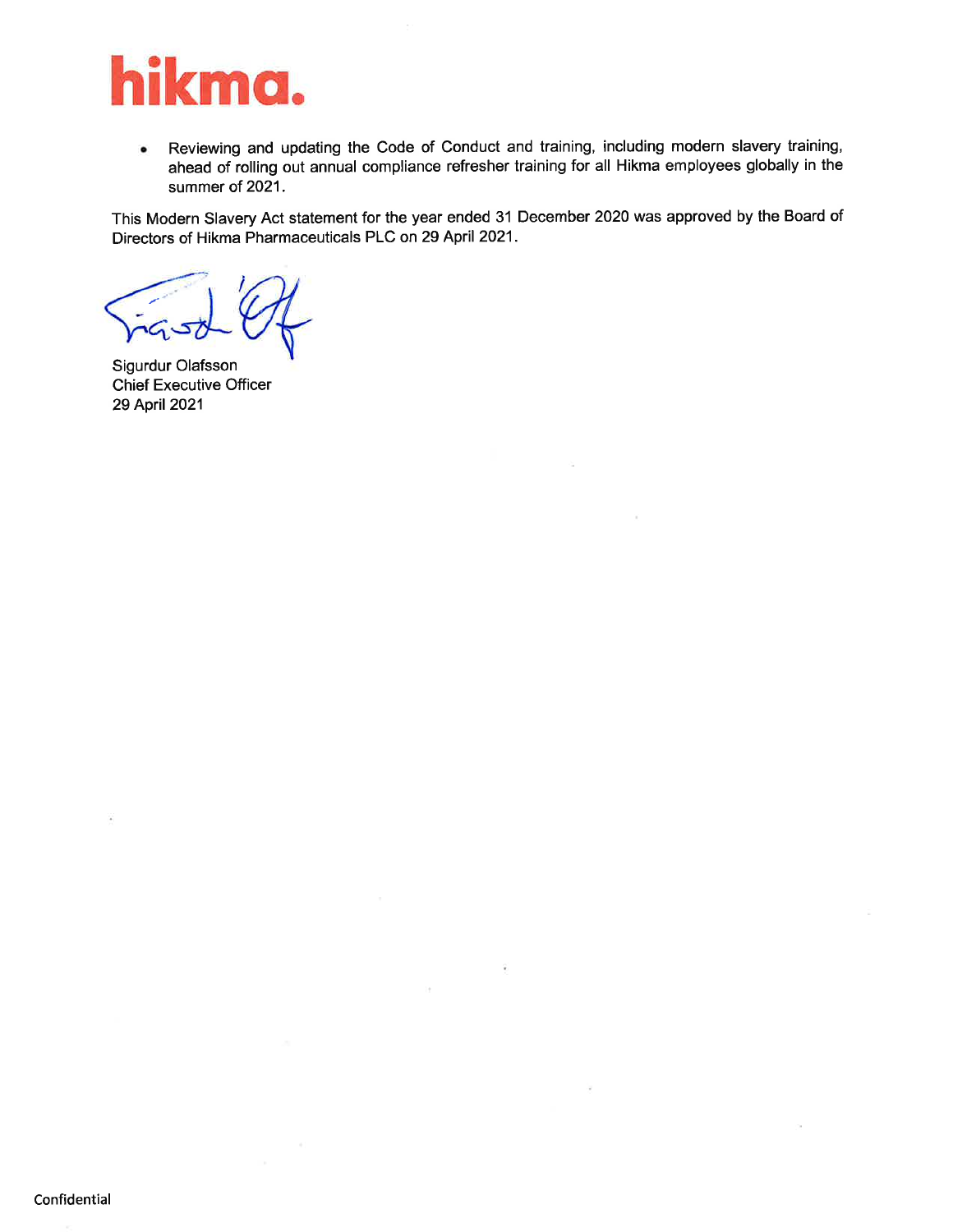- Reviewing and updating the Code of Conduct and training, including modern slavery training, ahead of rolling out annual compliance refresher training for all Hikma employees globally in the summer of 2021.

This Modern Slavery Act statement for the year ended 31 December 2020 was approved by the Board of Directors of Hikma Pharmaceuticals PLC on 29 April 2021.

Sigurdur Olafsson
Chief Executive Officer
29 April 2021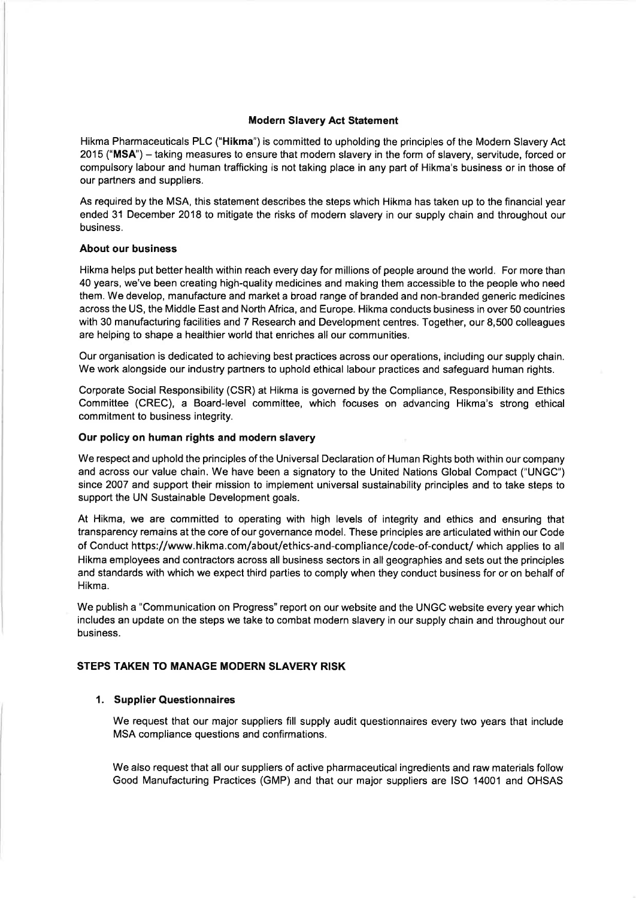## Modern Slavery Act Statement

Hikma Pharmaceuticals PLC ("**Hikma**") is committed to upholding the principles of the Modern Slavery Act 2015 ("**MSA**") – taking measures to ensure that modern slavery in the form of slavery, servitude, forced or compulsory labour and human trafficking is not taking place in any part of Hikma's business or in those of our partners and suppliers.

As required by the MSA, this statement describes the steps which Hikma has taken up to the financial year ended 31 December 2018 to mitigate the risks of modern slavery in our supply chain and throughout our business.

### About our business

Hikma helps put better health within reach every day for millions of people around the world. For more than 40 years, we've been creating high-quality medicines and making them accessible to the people who need them. We develop, manufacture and market a broad range of branded and non-branded generic medicines across the US, the Middle East and North Africa, and Europe. Hikma conducts business in over 50 countries with 30 manufacturing facilities and 7 Research and Development centres. Together, our 8,500 colleagues are helping to shape a healthier world that enriches all our communities.

Our organisation is dedicated to achieving best practices across our operations, including our supply chain. We work alongside our industry partners to uphold ethical labour practices and safeguard human rights.

Corporate Social Responsibility (CSR) at Hikma is governed by the Compliance, Responsibility and Ethics Committee (CREC), a Board-level committee, which focuses on advancing Hikma's strong ethical commitment to business integrity.

### Our policy on human rights and modern slavery

We respect and uphold the principles of the Universal Declaration of Human Rights both within our company and across our value chain. We have been a signatory to the United Nations Global Compact ("UNGC") since 2007 and support their mission to implement universal sustainability principles and to take steps to support the UN Sustainable Development goals.

At Hikma, we are committed to operating with high levels of integrity and ethics and ensuring that transparency remains at the core of our governance model. These principles are articulated within our Code of Conduct https://www.hikma.com/about/ethics-and-compliance/code-of-conduct/ which applies to all Hikma employees and contractors across all business sectors in all geographies and sets out the principles and standards with which we expect third parties to comply when they conduct business for or on behalf of Hikma.

We publish a "Communication on Progress" report on our website and the UNGC website every year which includes an update on the steps we take to combat modern slavery in our supply chain and throughout our business.

## STEPS TAKEN TO MANAGE MODERN SLAVERY RISK

### 1. Supplier Questionnaires

We request that our major suppliers fill supply audit questionnaires every two years that include MSA compliance questions and confirmations.

We also request that all our suppliers of active pharmaceutical ingredients and raw materials follow Good Manufacturing Practices (GMP) and that our major suppliers are ISO 14001 and OHSAS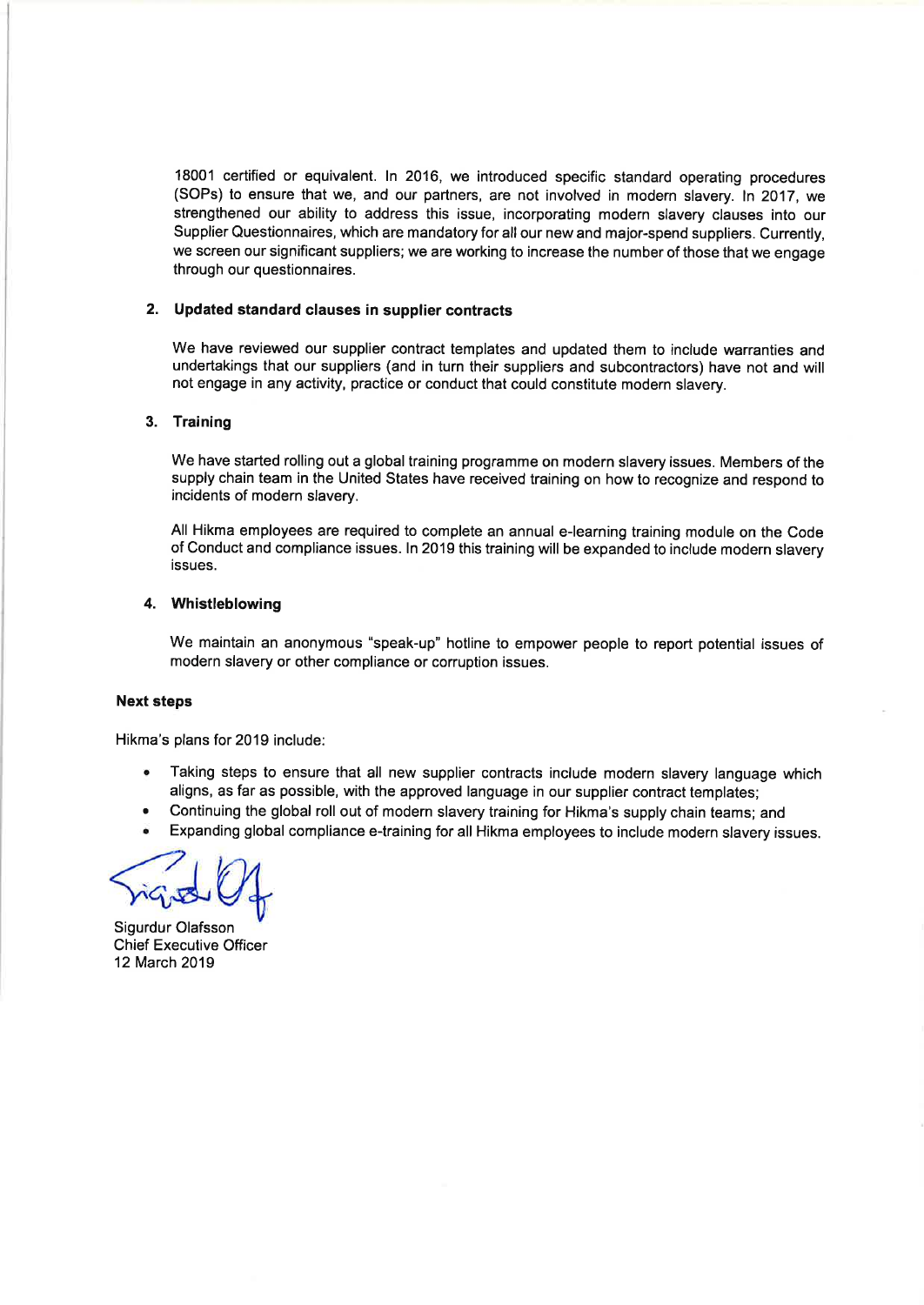18001 certified or equivalent. In 2016, we introduced specific standard operating procedures (SOPs) to ensure that we, and our partners, are not involved in modern slavery. In 2017, we strengthened our ability to address this issue, incorporating modern slavery clauses into our Supplier Questionnaires, which are mandatory for all our new and major-spend suppliers. Currently, we screen our significant suppliers; we are working to increase the number of those that we engage through our questionnaires.

2. **Updated standard clauses in supplier contracts**

   We have reviewed our supplier contract templates and updated them to include warranties and undertakings that our suppliers (and in turn their suppliers and subcontractors) have not and will not engage in any activity, practice or conduct that could constitute modern slavery.

3. **Training**

   We have started rolling out a global training programme on modern slavery issues. Members of the supply chain team in the United States have received training on how to recognize and respond to incidents of modern slavery.

   All Hikma employees are required to complete an annual e-learning training module on the Code of Conduct and compliance issues. In 2019 this training will be expanded to include modern slavery issues.

4. **Whistleblowing**

   We maintain an anonymous "speak-up" hotline to empower people to report potential issues of modern slavery or other compliance or corruption issues.

**Next steps**

Hikma's plans for 2019 include:

- Taking steps to ensure that all new supplier contracts include modern slavery language which aligns, as far as possible, with the approved language in our supplier contract templates;
- Continuing the global roll out of modern slavery training for Hikma's supply chain teams; and
- Expanding global compliance e-training for all Hikma employees to include modern slavery issues.

Sigurdur Olafsson
Chief Executive Officer
12 March 2019